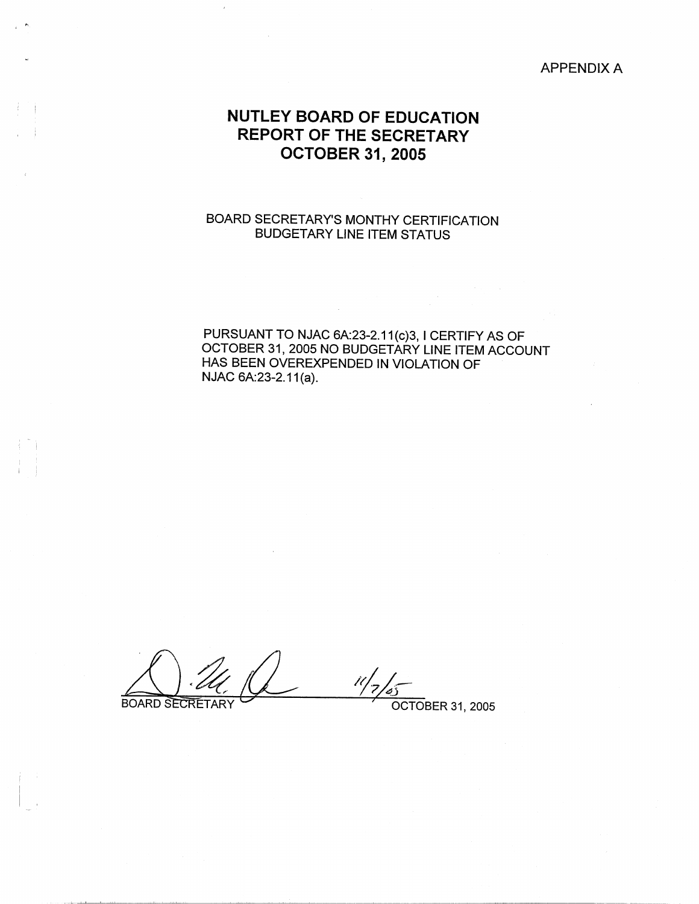APPENDIX A

# NUTLEY BOARD OF EDUCATION
# REPORT OF THE SECRETARY
# OCTOBER 31, 2005

BOARD SECRETARY'S MONTHY CERTIFICATION
BUDGETARY LINE ITEM STATUS

PURSUANT TO NJAC 6A:23-2.11(c)3, I CERTIFY AS OF OCTOBER 31, 2005 NO BUDGETARY LINE ITEM ACCOUNT HAS BEEN OVEREXPENDED IN VIOLATION OF NJAC 6A:23-2.11(a).

11/7/05

BOARD SECRETARY OCTOBER 31, 2005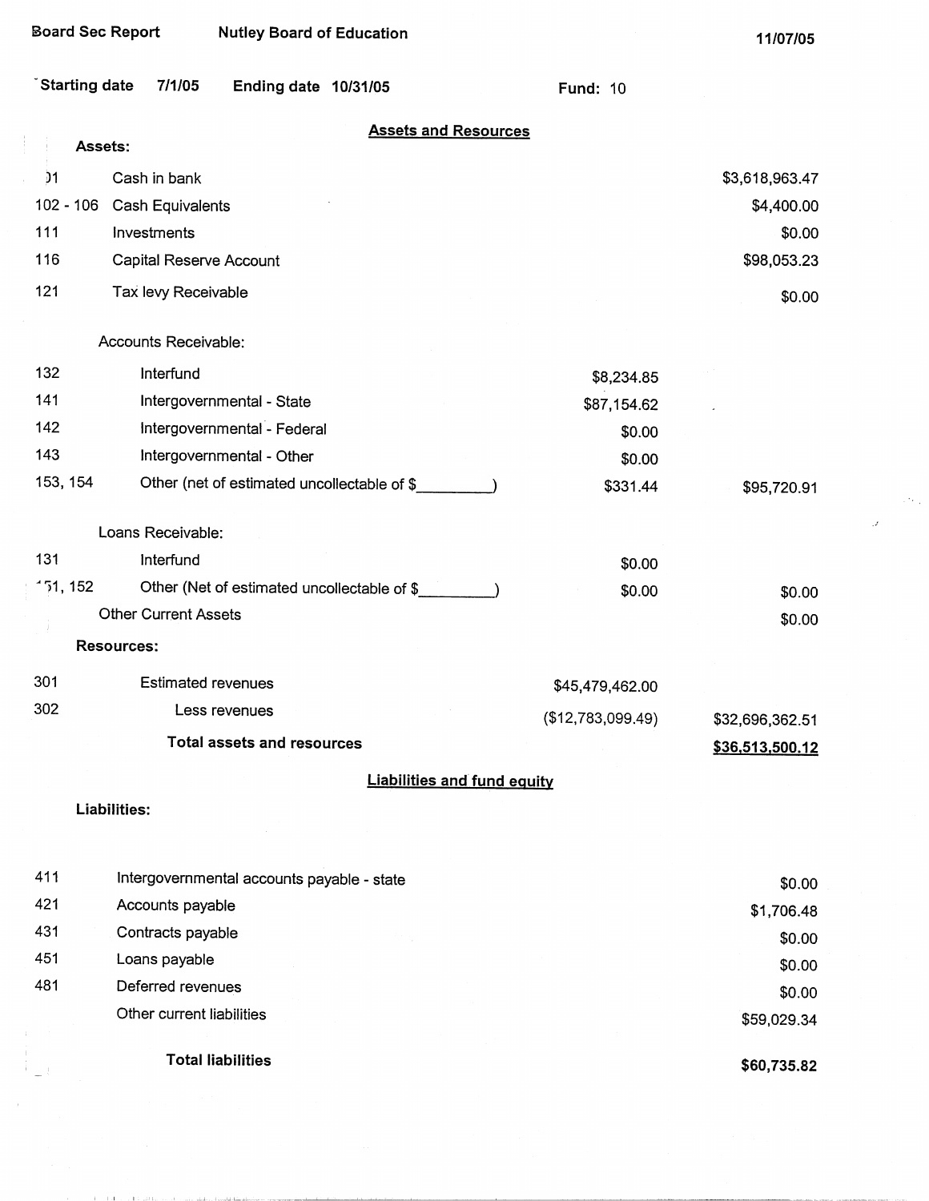Board Sec Report | Nutley Board of Education | 11/07/05

Starting date 7/1/05 | Ending date 10/31/05 | Fund: 10

## Assets and Resources

**Assets:**

| Code | Description | | Amount |
|---|---|---|---|
| )1 | Cash in bank | | $3,618,963.47 |
| 102 - 106 | Cash Equivalents | | $4,400.00 |
| 111 | Investments | | $0.00 |
| 116 | Capital Reserve Account | | $98,053.23 |
| 121 | Tax levy Receivable | | $0.00 |
| | Accounts Receivable: | | |
| 132 | Interfund | $8,234.85 | |
| 141 | Intergovernmental - State | $87,154.62 | |
| 142 | Intergovernmental - Federal | $0.00 | |
| 143 | Intergovernmental - Other | $0.00 | |
| 153, 154 | Other (net of estimated uncollectable of $\_\_\_\_\_\_\_\_\_) | $331.44 | $95,720.91 |
| | Loans Receivable: | | |
| 131 | Interfund | $0.00 | |
| 151, 152 | Other (Net of estimated uncollectable of $\_\_\_\_\_\_\_\_\_) | $0.00 | $0.00 |
| | Other Current Assets | | $0.00 |

**Resources:**

| Code | Description | | Amount |
|---|---|---|---|
| 301 | Estimated revenues | $45,479,462.00 | |
| 302 | Less revenues | ($12,783,099.49) | $32,696,362.51 |
| | **Total assets and resources** | | **$36,513,500.12** |

## Liabilities and fund equity

**Liabilities:**

| Code | Description | Amount |
|---|---|---|
| 411 | Intergovernmental accounts payable - state | $0.00 |
| 421 | Accounts payable | $1,706.48 |
| 431 | Contracts payable | $0.00 |
| 451 | Loans payable | $0.00 |
| 481 | Deferred revenues | $0.00 |
| | Other current liabilities | $59,029.34 |
| | **Total liabilities** | **$60,735.82** |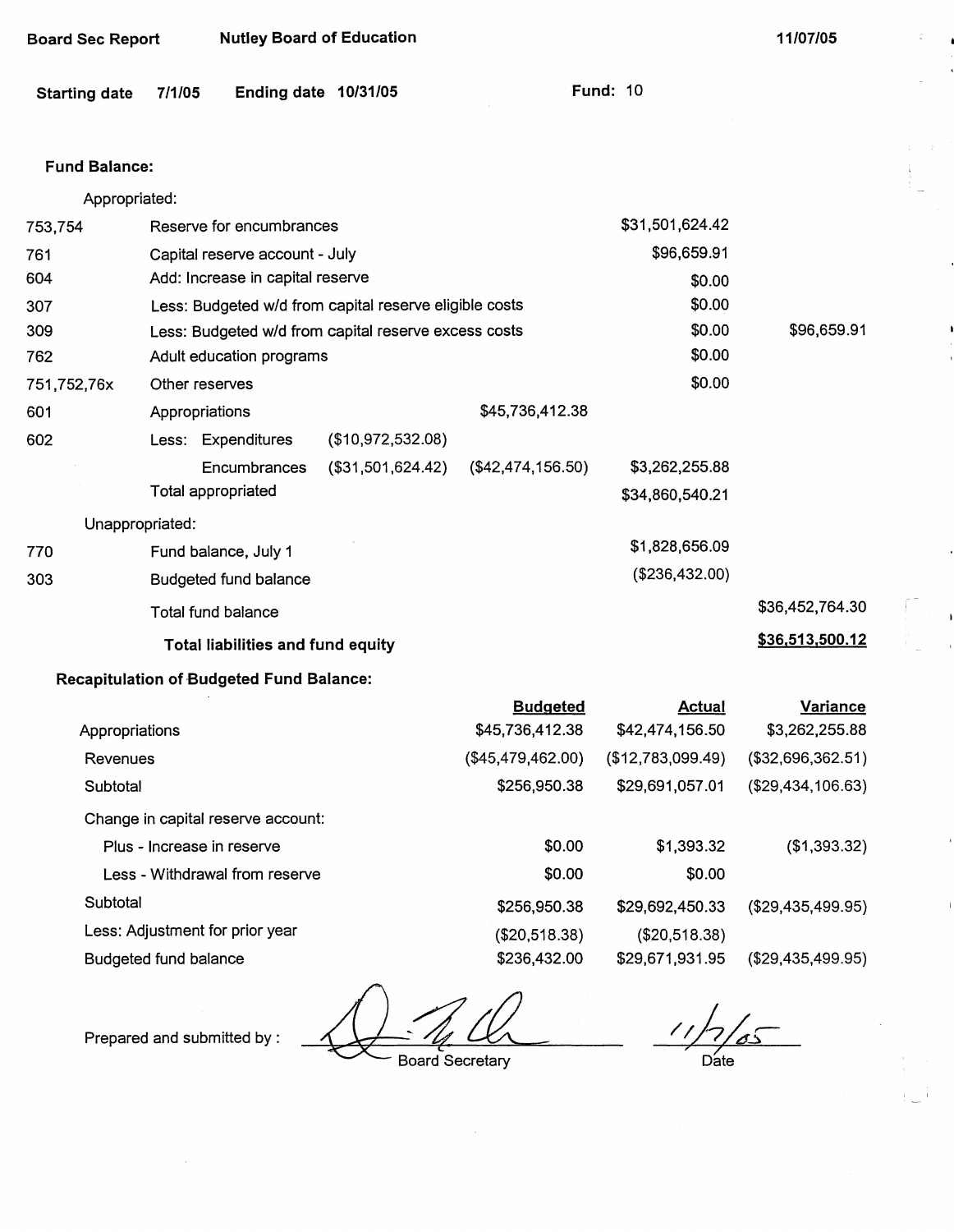Board Sec Report | Nutley Board of Education | 11/07/05

Starting date 7/1/05 | Ending date 10/31/05 | Fund: 10

**Fund Balance:**

| | | | | | |
|---|---|---|---|---|---|
| | Appropriated: | | | | |
| 753,754 | Reserve for encumbrances | | | $31,501,624.42 | |
| 761 | Capital reserve account - July | | | $96,659.91 | |
| 604 | Add: Increase in capital reserve | | | $0.00 | |
| 307 | Less: Budgeted w/d from capital reserve eligible costs | | | $0.00 | |
| 309 | Less: Budgeted w/d from capital reserve excess costs | | | $0.00 | $96,659.91 |
| 762 | Adult education programs | | | $0.00 | |
| 751,752,76x | Other reserves | | | $0.00 | |
| 601 | Appropriations | | $45,736,412.38 | | |
| 602 | Less: Expenditures | ($10,972,532.08) | | | |
| | Encumbrances | ($31,501,624.42) | ($42,474,156.50) | $3,262,255.88 | |
| | Total appropriated | | | $34,860,540.21 | |
| | Unappropriated: | | | | |
| 770 | Fund balance, July 1 | | | $1,828,656.09 | |
| 303 | Budgeted fund balance | | | ($236,432.00) | |
| | Total fund balance | | | | $36,452,764.30 |
| | **Total liabilities and fund equity** | | | | **$36,513,500.12** |

**Recapitulation of Budgeted Fund Balance:**

| | Budgeted | Actual | Variance |
|---|---|---|---|
| Appropriations | $45,736,412.38 | $42,474,156.50 | $3,262,255.88 |
| Revenues | ($45,479,462.00) | ($12,783,099.49) | ($32,696,362.51) |
| Subtotal | $256,950.38 | $29,691,057.01 | ($29,434,106.63) |
| Change in capital reserve account: | | | |
| Plus - Increase in reserve | $0.00 | $1,393.32 | ($1,393.32) |
| Less - Withdrawal from reserve | $0.00 | $0.00 | |
| Subtotal | $256,950.38 | $29,692,450.33 | ($29,435,499.95) |
| Less: Adjustment for prior year | ($20,518.38) | ($20,518.38) | |
| Budgeted fund balance | $236,432.00 | $29,671,931.95 | ($29,435,499.95) |

Prepared and submitted by : _______________ Board Secretary    11/7/05 Date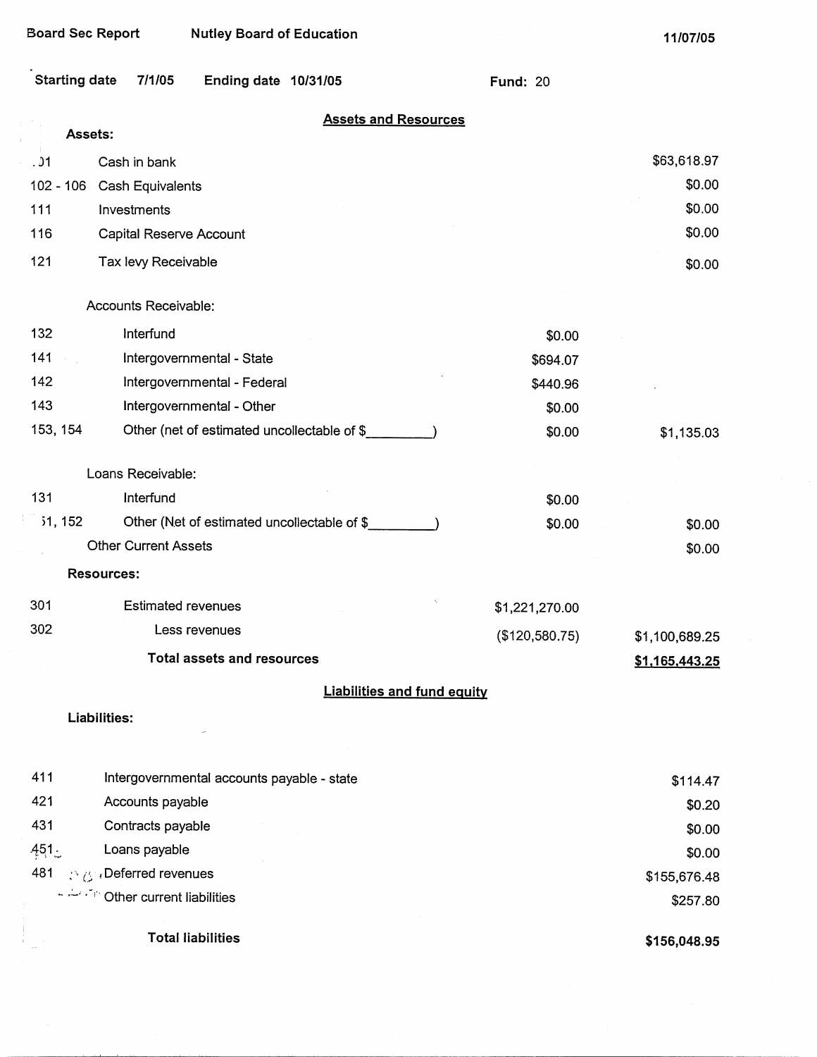Board Sec Report | Nutley Board of Education | 11/07/05

Starting date 7/1/05 | Ending date 10/31/05 | Fund: 20

## Assets and Resources

| Code | Description | | |
|---|---|---|---|
| **Assets:** | | | |
| 101 | Cash in bank | | $63,618.97 |
| 102 - 106 | Cash Equivalents | | $0.00 |
| 111 | Investments | | $0.00 |
| 116 | Capital Reserve Account | | $0.00 |
| 121 | Tax levy Receivable | | $0.00 |
| | Accounts Receivable: | | |
| 132 | Interfund | $0.00 | |
| 141 | Intergovernmental - State | $694.07 | |
| 142 | Intergovernmental - Federal | $440.96 | |
| 143 | Intergovernmental - Other | $0.00 | |
| 153, 154 | Other (net of estimated uncollectable of $________) | $0.00 | $1,135.03 |
| | Loans Receivable: | | |
| 131 | Interfund | $0.00 | |
| 151, 152 | Other (Net of estimated uncollectable of $________) | $0.00 | $0.00 |
| | Other Current Assets | | $0.00 |
| **Resources:** | | | |
| 301 | Estimated revenues | $1,221,270.00 | |
| 302 | Less revenues | ($120,580.75) | $1,100,689.25 |
| | **Total assets and resources** | | **$1,165,443.25** |

## Liabilities and fund equity

| Code | Description | |
|---|---|---|
| **Liabilities:** | | |
| 411 | Intergovernmental accounts payable - state | $114.47 |
| 421 | Accounts payable | $0.20 |
| 431 | Contracts payable | $0.00 |
| 451 | Loans payable | $0.00 |
| 481 | Deferred revenues | $155,676.48 |
| | Other current liabilities | $257.80 |
| | **Total liabilities** | **$156,048.95** |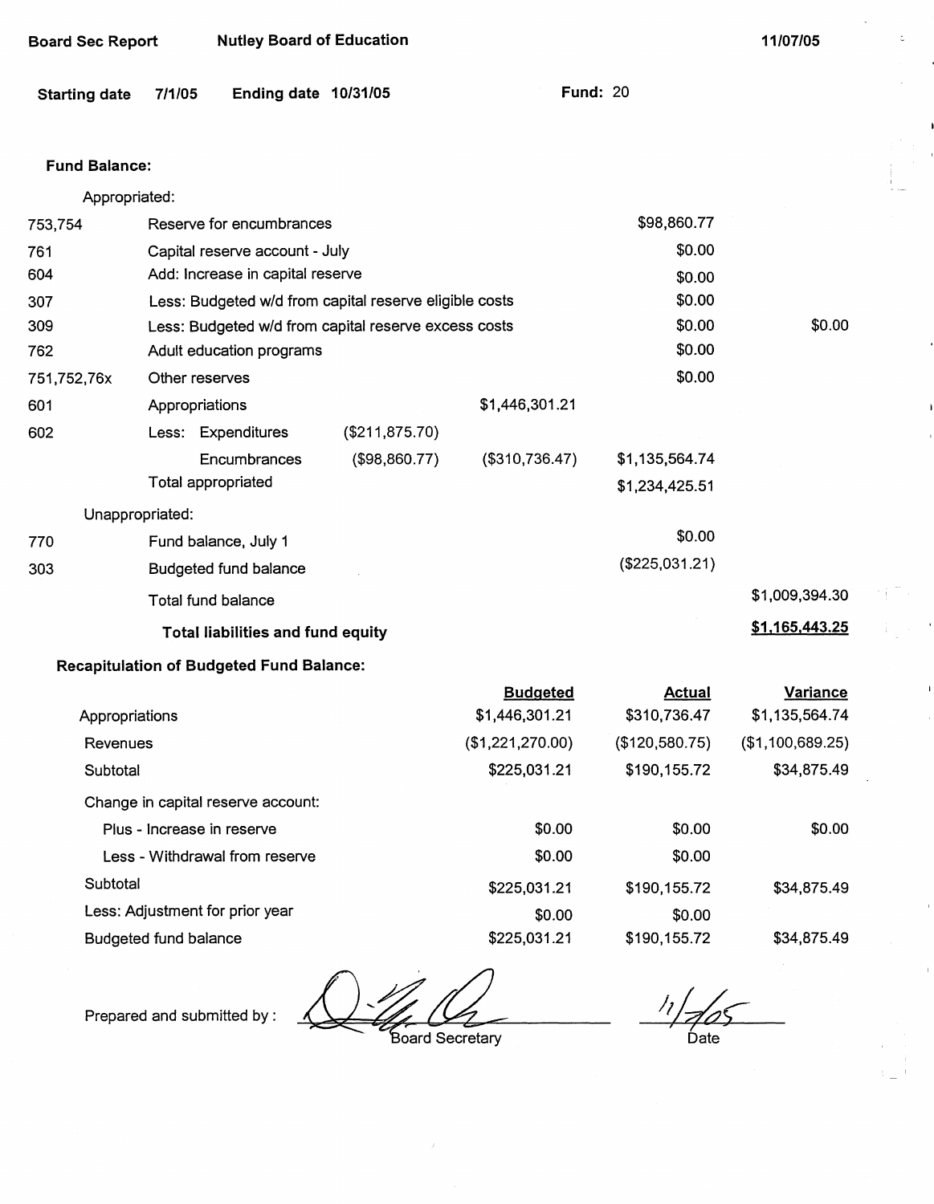Board Sec Report | Nutley Board of Education | 11/07/05

Starting date 7/1/05 Ending date 10/31/05 Fund: 20

**Fund Balance:**

| | | | | | |
|---|---|---|---|---|---|
| | Appropriated: | | | | |
| 753,754 | Reserve for encumbrances | | | $98,860.77 | |
| 761 | Capital reserve account - July | | | $0.00 | |
| 604 | Add: Increase in capital reserve | | | $0.00 | |
| 307 | Less: Budgeted w/d from capital reserve eligible costs | | | $0.00 | |
| 309 | Less: Budgeted w/d from capital reserve excess costs | | | $0.00 | $0.00 |
| 762 | Adult education programs | | | $0.00 | |
| 751,752,76x | Other reserves | | | $0.00 | |
| 601 | Appropriations | | $1,446,301.21 | | |
| 602 | Less: Expenditures | ($211,875.70) | | | |
| | Encumbrances | ($98,860.77) | ($310,736.47) | $1,135,564.74 | |
| | Total appropriated | | | $1,234,425.51 | |
| | Unappropriated: | | | | |
| 770 | Fund balance, July 1 | | | $0.00 | |
| 303 | Budgeted fund balance | | | ($225,031.21) | |
| | Total fund balance | | | | $1,009,394.30 |
| | **Total liabilities and fund equity** | | | | **$1,165,443.25** |

**Recapitulation of Budgeted Fund Balance:**

| | Budgeted | Actual | Variance |
|---|---|---|---|
| Appropriations | $1,446,301.21 | $310,736.47 | $1,135,564.74 |
| Revenues | ($1,221,270.00) | ($120,580.75) | ($1,100,689.25) |
| Subtotal | $225,031.21 | $190,155.72 | $34,875.49 |
| Change in capital reserve account: | | | |
| Plus - Increase in reserve | $0.00 | $0.00 | $0.00 |
| Less - Withdrawal from reserve | $0.00 | $0.00 | |
| Subtotal | $225,031.21 | $190,155.72 | $34,875.49 |
| Less: Adjustment for prior year | $0.00 | $0.00 | |
| Budgeted fund balance | $225,031.21 | $190,155.72 | $34,875.49 |

Prepared and submitted by : ____________________ Board Secretary     11/7/05 Date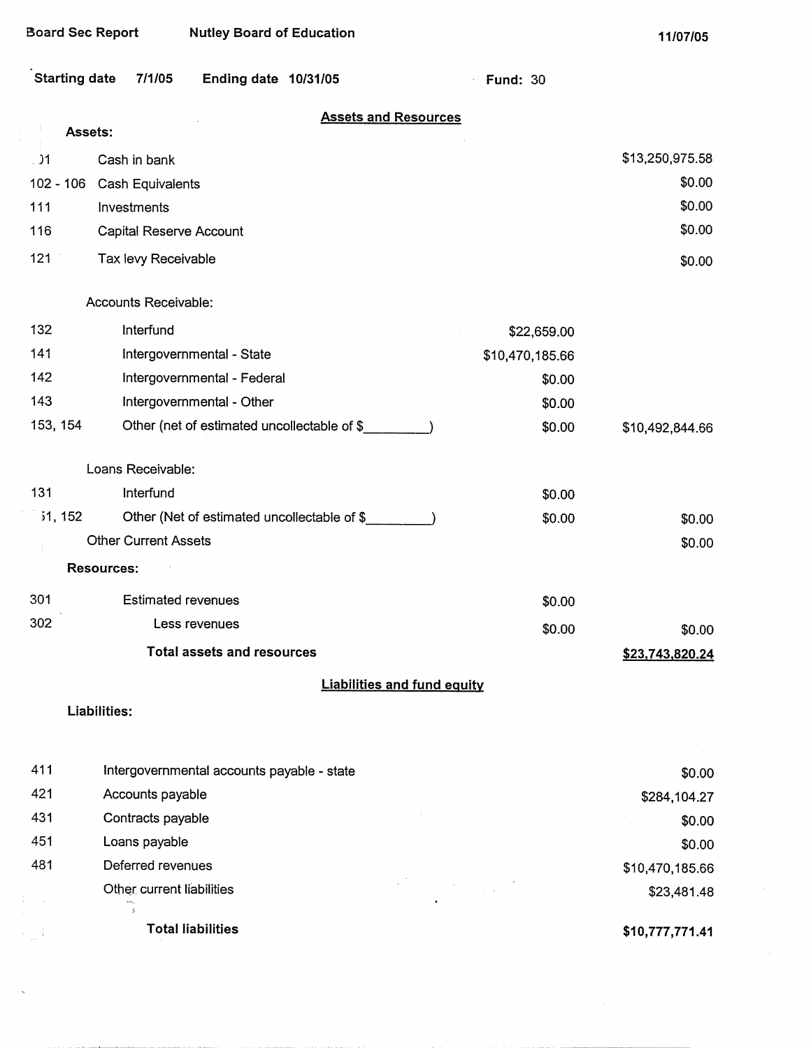Board Sec Report — Nutley Board of Education — 11/07/05

**Starting date** 7/1/05 **Ending date** 10/31/05 **Fund:** 30

## Assets and Resources

| Code | Description | | |
|---|---|---|---|
| | **Assets:** | | |
| 101 | Cash in bank | | $13,250,975.58 |
| 102 - 106 | Cash Equivalents | | $0.00 |
| 111 | Investments | | $0.00 |
| 116 | Capital Reserve Account | | $0.00 |
| 121 | Tax levy Receivable | | $0.00 |
| | Accounts Receivable: | | |
| 132 | Interfund | $22,659.00 | |
| 141 | Intergovernmental - State | $10,470,185.66 | |
| 142 | Intergovernmental - Federal | $0.00 | |
| 143 | Intergovernmental - Other | $0.00 | |
| 153, 154 | Other (net of estimated uncollectable of $_________) | $0.00 | $10,492,844.66 |
| | Loans Receivable: | | |
| 131 | Interfund | $0.00 | |
| 151, 152 | Other (Net of estimated uncollectable of $_________) | $0.00 | $0.00 |
| | Other Current Assets | | $0.00 |
| | **Resources:** | | |
| 301 | Estimated revenues | $0.00 | |
| 302 | Less revenues | $0.00 | $0.00 |
| | **Total assets and resources** | | **$23,743,820.24** |

## Liabilities and fund equity

| Code | Description | |
|---|---|---|
| | **Liabilities:** | |
| 411 | Intergovernmental accounts payable - state | $0.00 |
| 421 | Accounts payable | $284,104.27 |
| 431 | Contracts payable | $0.00 |
| 451 | Loans payable | $0.00 |
| 481 | Deferred revenues | $10,470,185.66 |
| | Other current liabilities | $23,481.48 |
| | **Total liabilities** | **$10,777,771.41** |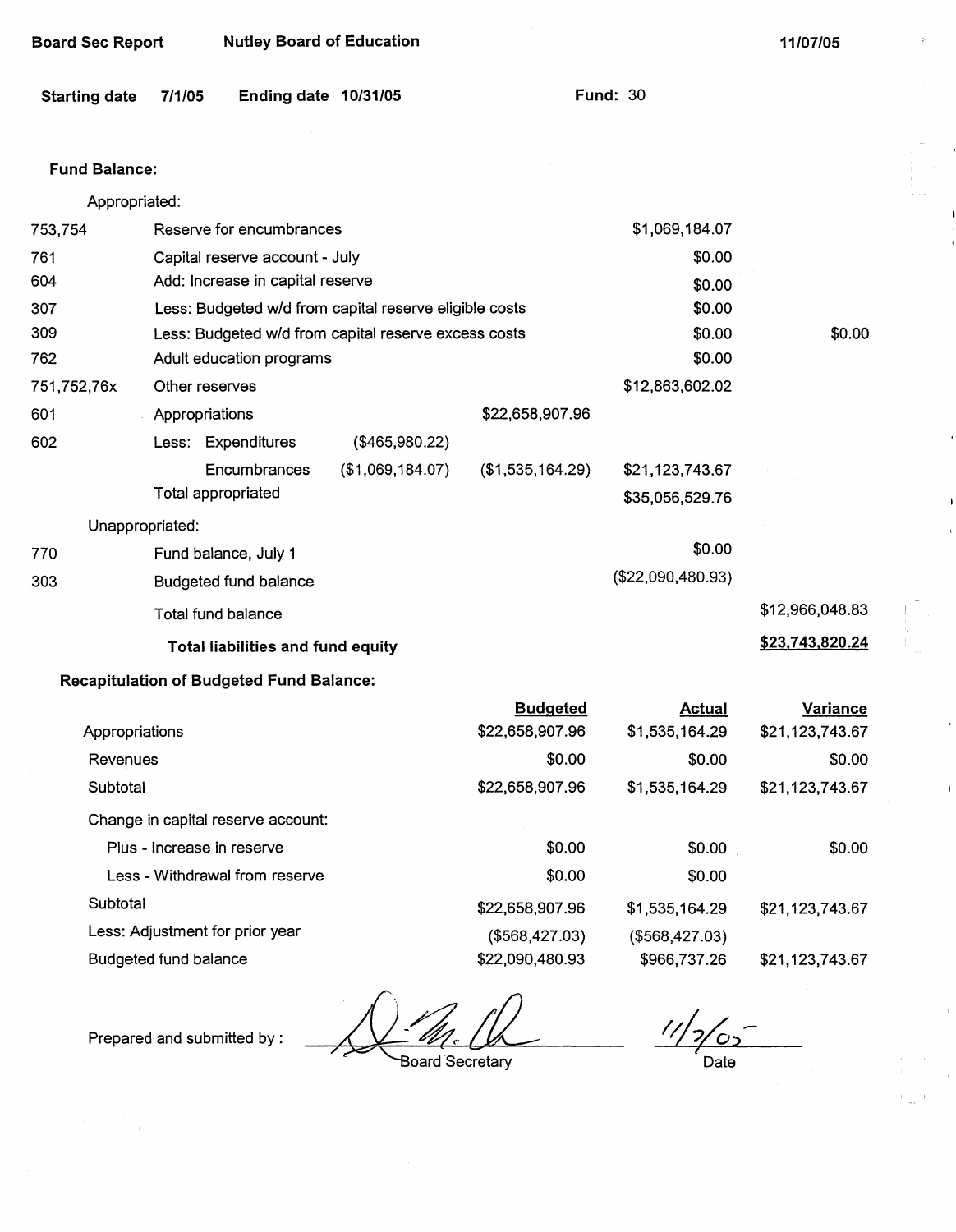Board Sec Report | Nutley Board of Education | 11/07/05

Starting date 7/1/05 | Ending date 10/31/05 | Fund: 30

**Fund Balance:**

| Code | Description | | | | |
|---|---|---|---|---|---|
| | Appropriated: | | | | |
| 753,754 | Reserve for encumbrances | | | $1,069,184.07 | |
| 761 | Capital reserve account - July | | | $0.00 | |
| 604 | Add: Increase in capital reserve | | | $0.00 | |
| 307 | Less: Budgeted w/d from capital reserve eligible costs | | | $0.00 | |
| 309 | Less: Budgeted w/d from capital reserve excess costs | | | $0.00 | $0.00 |
| 762 | Adult education programs | | | $0.00 | |
| 751,752,76x | Other reserves | | | $12,863,602.02 | |
| 601 | Appropriations | | $22,658,907.96 | | |
| 602 | Less: Expenditures | ($465,980.22) | | | |
| | Encumbrances | ($1,069,184.07) | ($1,535,164.29) | $21,123,743.67 | |
| | Total appropriated | | | $35,056,529.76 | |
| | Unappropriated: | | | | |
| 770 | Fund balance, July 1 | | | $0.00 | |
| 303 | Budgeted fund balance | | | ($22,090,480.93) | |
| | Total fund balance | | | | $12,966,048.83 |
| | **Total liabilities and fund equity** | | | | **$23,743,820.24** |

**Recapitulation of Budgeted Fund Balance:**

| | Budgeted | Actual | Variance |
|---|---|---|---|
| Appropriations | $22,658,907.96 | $1,535,164.29 | $21,123,743.67 |
| Revenues | $0.00 | $0.00 | $0.00 |
| Subtotal | $22,658,907.96 | $1,535,164.29 | $21,123,743.67 |
| Change in capital reserve account: | | | |
| Plus - Increase in reserve | $0.00 | $0.00 | $0.00 |
| Less - Withdrawal from reserve | $0.00 | $0.00 | |
| Subtotal | $22,658,907.96 | $1,535,164.29 | $21,123,743.67 |
| Less: Adjustment for prior year | ($568,427.03) | ($568,427.03) | |
| Budgeted fund balance | $22,090,480.93 | $966,737.26 | $21,123,743.67 |

Prepared and submitted by: ____________________ Board Secretary | 11/7/05 Date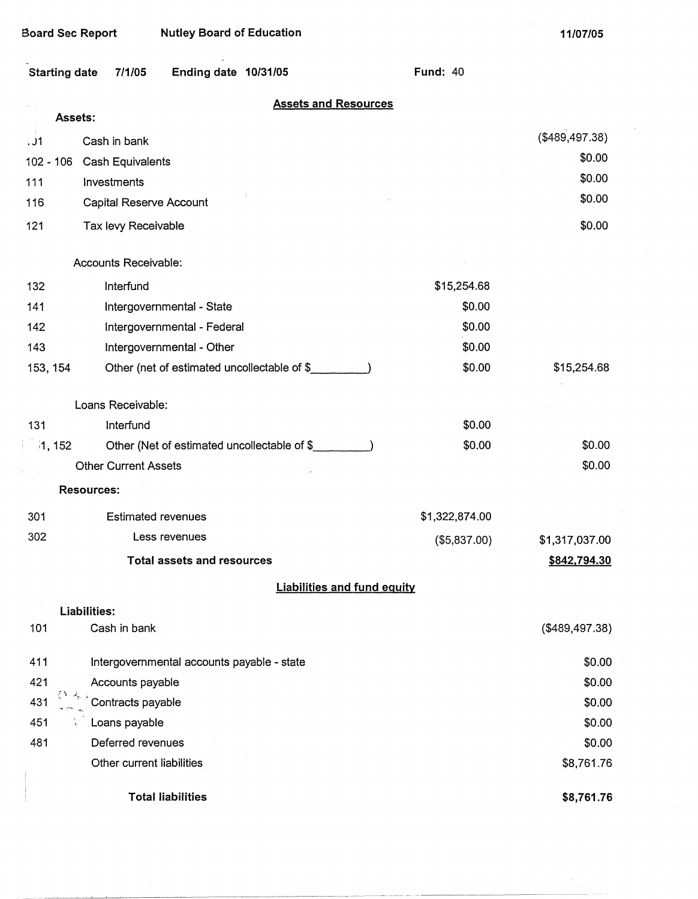Board Sec Report Nutley Board of Education 11/07/05

Starting date 7/1/05 Ending date 10/31/05 Fund: 40

## Assets and Resources

| | | | |
|---|---|---|---|
| **Assets:** | | | |
| 101 | Cash in bank | | ($489,497.38) |
| 102 - 106 | Cash Equivalents | | $0.00 |
| 111 | Investments | | $0.00 |
| 116 | Capital Reserve Account | | $0.00 |
| 121 | Tax levy Receivable | | $0.00 |
| | Accounts Receivable: | | |
| 132 | Interfund | $15,254.68 | |
| 141 | Intergovernmental - State | $0.00 | |
| 142 | Intergovernmental - Federal | $0.00 | |
| 143 | Intergovernmental - Other | $0.00 | |
| 153, 154 | Other (net of estimated uncollectable of $_________) | $0.00 | $15,254.68 |
| | Loans Receivable: | | |
| 131 | Interfund | $0.00 | |
| 151, 152 | Other (Net of estimated uncollectable of $_________) | $0.00 | $0.00 |
| | Other Current Assets | | $0.00 |
| **Resources:** | | | |
| 301 | Estimated revenues | $1,322,874.00 | |
| 302 | Less revenues | ($5,837.00) | $1,317,037.00 |
| | **Total assets and resources** | | **$842,794.30** |

## Liabilities and fund equity

| | | |
|---|---|---|
| **Liabilities:** | | |
| 101 | Cash in bank | ($489,497.38) |
| 411 | Intergovernmental accounts payable - state | $0.00 |
| 421 | Accounts payable | $0.00 |
| 431 | Contracts payable | $0.00 |
| 451 | Loans payable | $0.00 |
| 481 | Deferred revenues | $0.00 |
| | Other current liabilities | $8,761.76 |
| | **Total liabilities** | **$8,761.76** |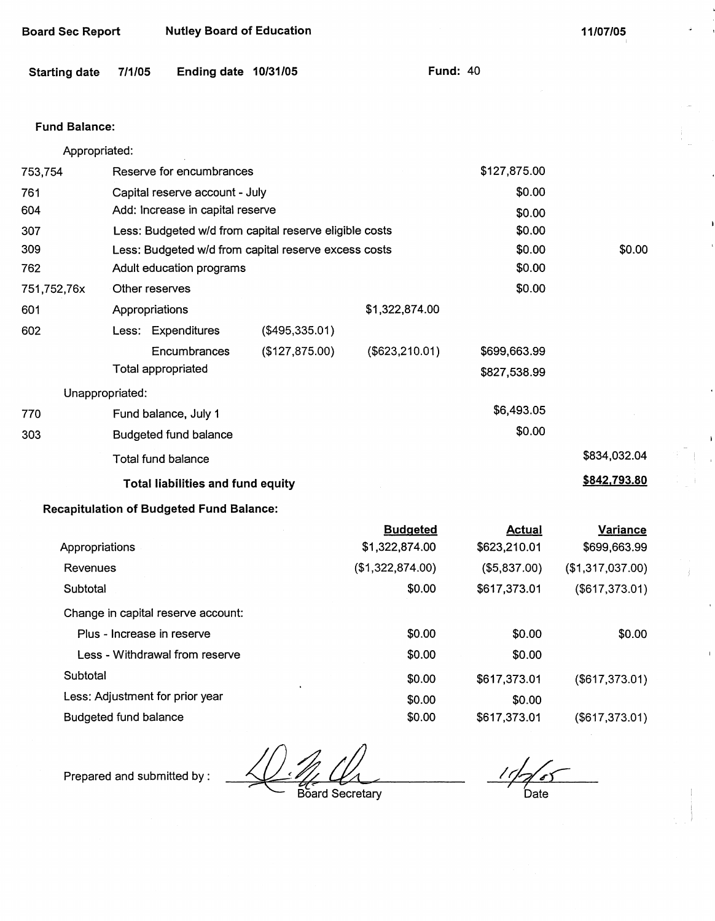Board Sec Report | Nutley Board of Education | 11/07/05

Starting date 7/1/05 | Ending date 10/31/05 | Fund: 40

**Fund Balance:**

Appropriated:

| Code | Description | | | | |
|---|---|---|---|---|---|
| 753,754 | Reserve for encumbrances | | | $127,875.00 | |
| 761 | Capital reserve account - July | | | $0.00 | |
| 604 | Add: Increase in capital reserve | | | $0.00 | |
| 307 | Less: Budgeted w/d from capital reserve eligible costs | | | $0.00 | |
| 309 | Less: Budgeted w/d from capital reserve excess costs | | | $0.00 | $0.00 |
| 762 | Adult education programs | | | $0.00 | |
| 751,752,76x | Other reserves | | | $0.00 | |
| 601 | Appropriations | | $1,322,874.00 | | |
| 602 | Less: Expenditures | ($495,335.01) | | | |
| | Encumbrances | ($127,875.00) | ($623,210.01) | $699,663.99 | |
| | Total appropriated | | | $827,538.99 | |

Unappropriated:

| Code | Description | | |
|---|---|---|---|
| 770 | Fund balance, July 1 | $6,493.05 | |
| 303 | Budgeted fund balance | $0.00 | |
| | Total fund balance | | $834,032.04 |
| | **Total liabilities and fund equity** | | **$842,793.80** |

**Recapitulation of Budgeted Fund Balance:**

| | Budgeted | Actual | Variance |
|---|---|---|---|
| Appropriations | $1,322,874.00 | $623,210.01 | $699,663.99 |
| Revenues | ($1,322,874.00) | ($5,837.00) | ($1,317,037.00) |
| Subtotal | $0.00 | $617,373.01 | ($617,373.01) |
| Change in capital reserve account: | | | |
| Plus - Increase in reserve | $0.00 | $0.00 | $0.00 |
| Less - Withdrawal from reserve | $0.00 | $0.00 | |
| Subtotal | $0.00 | $617,373.01 | ($617,373.01) |
| Less: Adjustment for prior year | $0.00 | $0.00 | |
| Budgeted fund balance | $0.00 | $617,373.01 | ($617,373.01) |

Prepared and submitted by: ______________ Board Secretary    11/7/05 Date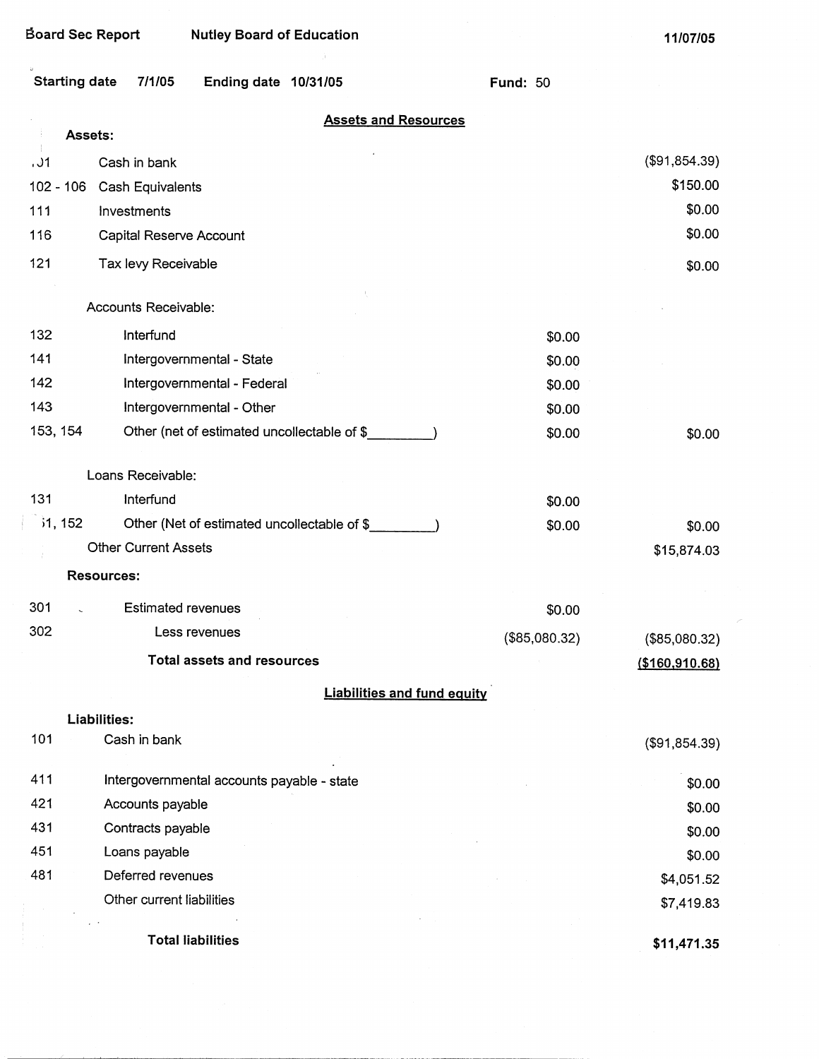Board Sec Report    Nutley Board of Education    11/07/05

Starting date 7/1/05    Ending date 10/31/05    Fund: 50

## Assets and Resources

| | | | |
|---|---|---|---|
| **Assets:** | | | |
| 101 | Cash in bank | | ($91,854.39) |
| 102 - 106 | Cash Equivalents | | $150.00 |
| 111 | Investments | | $0.00 |
| 116 | Capital Reserve Account | | $0.00 |
| 121 | Tax levy Receivable | | $0.00 |
| | Accounts Receivable: | | |
| 132 | Interfund | $0.00 | |
| 141 | Intergovernmental - State | $0.00 | |
| 142 | Intergovernmental - Federal | $0.00 | |
| 143 | Intergovernmental - Other | $0.00 | |
| 153, 154 | Other (net of estimated uncollectable of $\_\_\_\_\_\_\_\_\_) | $0.00 | $0.00 |
| | Loans Receivable: | | |
| 131 | Interfund | $0.00 | |
| 151, 152 | Other (Net of estimated uncollectable of $\_\_\_\_\_\_\_\_\_) | $0.00 | $0.00 |
| | Other Current Assets | | $15,874.03 |
| **Resources:** | | | |
| 301 | Estimated revenues | $0.00 | |
| 302 | Less revenues | ($85,080.32) | ($85,080.32) |
| | **Total assets and resources** | | **($160,910.68)** |

## Liabilities and fund equity

| | | |
|---|---|---|
| **Liabilities:** | | |
| 101 | Cash in bank | ($91,854.39) |
| 411 | Intergovernmental accounts payable - state | $0.00 |
| 421 | Accounts payable | $0.00 |
| 431 | Contracts payable | $0.00 |
| 451 | Loans payable | $0.00 |
| 481 | Deferred revenues | $4,051.52 |
| | Other current liabilities | $7,419.83 |
| | **Total liabilities** | **$11,471.35** |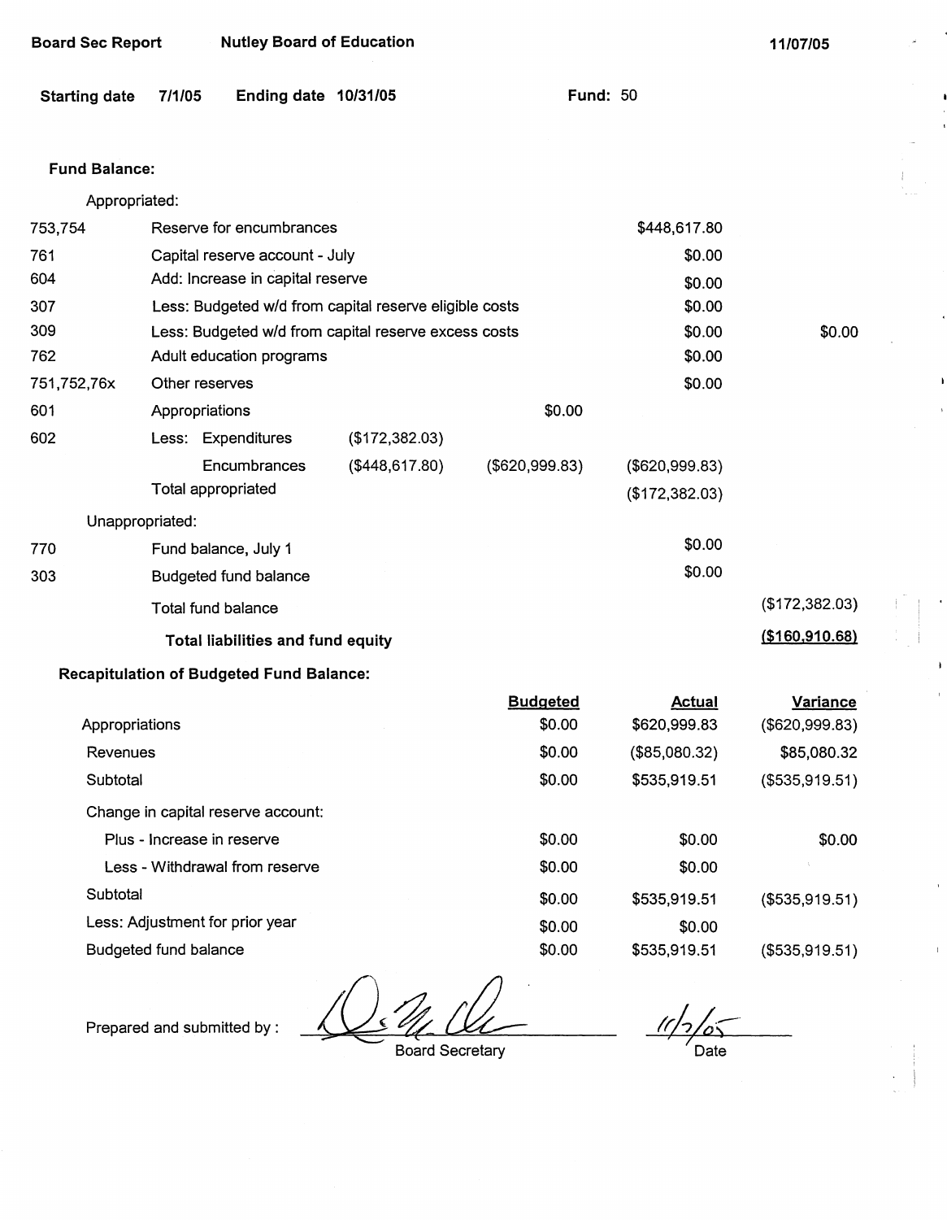**Board Sec Report** **Nutley Board of Education** **11/07/05**

**Starting date** 7/1/05 **Ending date** 10/31/05 **Fund:** 50

**Fund Balance:**

| | | | | | |
|---|---|---|---|---|---|
| | Appropriated: | | | | |
| 753,754 | Reserve for encumbrances | | | $448,617.80 | |
| 761 | Capital reserve account - July | | | $0.00 | |
| 604 | Add: Increase in capital reserve | | | $0.00 | |
| 307 | Less: Budgeted w/d from capital reserve eligible costs | | | $0.00 | |
| 309 | Less: Budgeted w/d from capital reserve excess costs | | | $0.00 | $0.00 |
| 762 | Adult education programs | | | $0.00 | |
| 751,752,76x | Other reserves | | | $0.00 | |
| 601 | Appropriations | | $0.00 | | |
| 602 | Less: Expenditures | ($172,382.03) | | | |
| | Encumbrances | ($448,617.80) | ($620,999.83) | ($620,999.83) | |
| | Total appropriated | | | ($172,382.03) | |
| | Unappropriated: | | | | |
| 770 | Fund balance, July 1 | | | $0.00 | |
| 303 | Budgeted fund balance | | | $0.00 | |
| | Total fund balance | | | | ($172,382.03) |
| | **Total liabilities and fund equity** | | | | **($160,910.68)** |

**Recapitulation of Budgeted Fund Balance:**

| | Budgeted | Actual | Variance |
|---|---|---|---|
| Appropriations | $0.00 | $620,999.83 | ($620,999.83) |
| Revenues | $0.00 | ($85,080.32) | $85,080.32 |
| Subtotal | $0.00 | $535,919.51 | ($535,919.51) |
| Change in capital reserve account: | | | |
| Plus - Increase in reserve | $0.00 | $0.00 | $0.00 |
| Less - Withdrawal from reserve | $0.00 | $0.00 | |
| Subtotal | $0.00 | $535,919.51 | ($535,919.51) |
| Less: Adjustment for prior year | $0.00 | $0.00 | |
| Budgeted fund balance | $0.00 | $535,919.51 | ($535,919.51) |

Prepared and submitted by : ____________________ Board Secretary          11/7/05 Date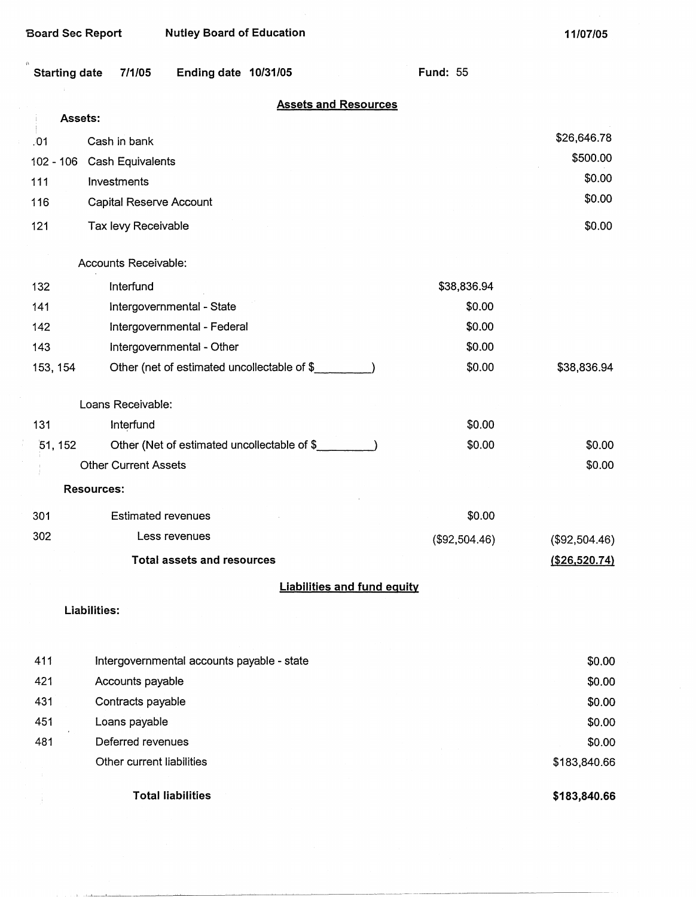Board Sec Report Nutley Board of Education 11/07/05

Starting date 7/1/05 Ending date 10/31/05 Fund: 55

## Assets and Resources

**Assets:**

| Code | Description | | |
|---|---|---|---|
| .01 | Cash in bank | | $26,646.78 |
| 102 - 106 | Cash Equivalents | | $500.00 |
| 111 | Investments | | $0.00 |
| 116 | Capital Reserve Account | | $0.00 |
| 121 | Tax levy Receivable | | $0.00 |
| | Accounts Receivable: | | |
| 132 | Interfund | $38,836.94 | |
| 141 | Intergovernmental - State | $0.00 | |
| 142 | Intergovernmental - Federal | $0.00 | |
| 143 | Intergovernmental - Other | $0.00 | |
| 153, 154 | Other (net of estimated uncollectable of $_________) | $0.00 | $38,836.94 |
| | Loans Receivable: | | |
| 131 | Interfund | $0.00 | |
| 51, 152 | Other (Net of estimated uncollectable of $_________) | $0.00 | $0.00 |
| | Other Current Assets | | $0.00 |
| | **Resources:** | | |
| 301 | Estimated revenues | $0.00 | |
| 302 | Less revenues | ($92,504.46) | ($92,504.46) |
| | **Total assets and resources** | | **($26,520.74)** |

## Liabilities and fund equity

**Liabilities:**

| Code | Description | |
|---|---|---|
| 411 | Intergovernmental accounts payable - state | $0.00 |
| 421 | Accounts payable | $0.00 |
| 431 | Contracts payable | $0.00 |
| 451 | Loans payable | $0.00 |
| 481 | Deferred revenues | $0.00 |
| | Other current liabilities | $183,840.66 |
| | **Total liabilities** | **$183,840.66** |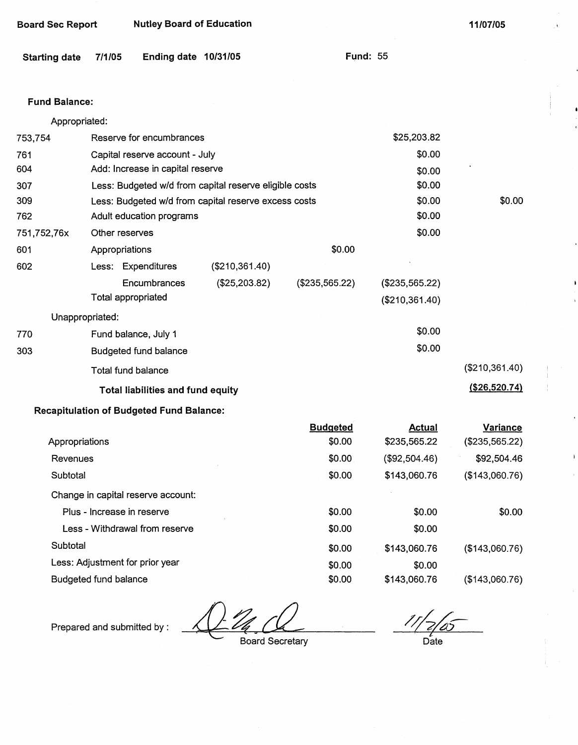Board Sec Report Nutley Board of Education 11/07/05

Starting date 7/1/05 Ending date 10/31/05 Fund: 55

**Fund Balance:**

| | | | | | |
|---|---|---|---|---|---|
| | Appropriated: | | | | |
| 753,754 | Reserve for encumbrances | | | $25,203.82 | |
| 761 | Capital reserve account - July | | | $0.00 | |
| 604 | Add: Increase in capital reserve | | | $0.00 | |
| 307 | Less: Budgeted w/d from capital reserve eligible costs | | | $0.00 | |
| 309 | Less: Budgeted w/d from capital reserve excess costs | | | $0.00 | $0.00 |
| 762 | Adult education programs | | | $0.00 | |
| 751,752,76x | Other reserves | | | $0.00 | |
| 601 | Appropriations | | $0.00 | | |
| 602 | Less: Expenditures | ($210,361.40) | | | |
| | Encumbrances | ($25,203.82) | ($235,565.22) | ($235,565.22) | |
| | Total appropriated | | | ($210,361.40) | |
| | Unappropriated: | | | | |
| 770 | Fund balance, July 1 | | | $0.00 | |
| 303 | Budgeted fund balance | | | $0.00 | |
| | Total fund balance | | | | ($210,361.40) |
| | **Total liabilities and fund equity** | | | | **($26,520.74)** |

**Recapitulation of Budgeted Fund Balance:**

| | Budgeted | Actual | Variance |
|---|---|---|---|
| Appropriations | $0.00 | $235,565.22 | ($235,565.22) |
| Revenues | $0.00 | ($92,504.46) | $92,504.46 |
| Subtotal | $0.00 | $143,060.76 | ($143,060.76) |
| Change in capital reserve account: | | | |
| Plus - Increase in reserve | $0.00 | $0.00 | $0.00 |
| Less - Withdrawal from reserve | $0.00 | $0.00 | |
| Subtotal | $0.00 | $143,060.76 | ($143,060.76) |
| Less: Adjustment for prior year | $0.00 | $0.00 | |
| Budgeted fund balance | $0.00 | $143,060.76 | ($143,060.76) |

Prepared and submitted by : ____________________ Board Secretary    11/7/05 Date